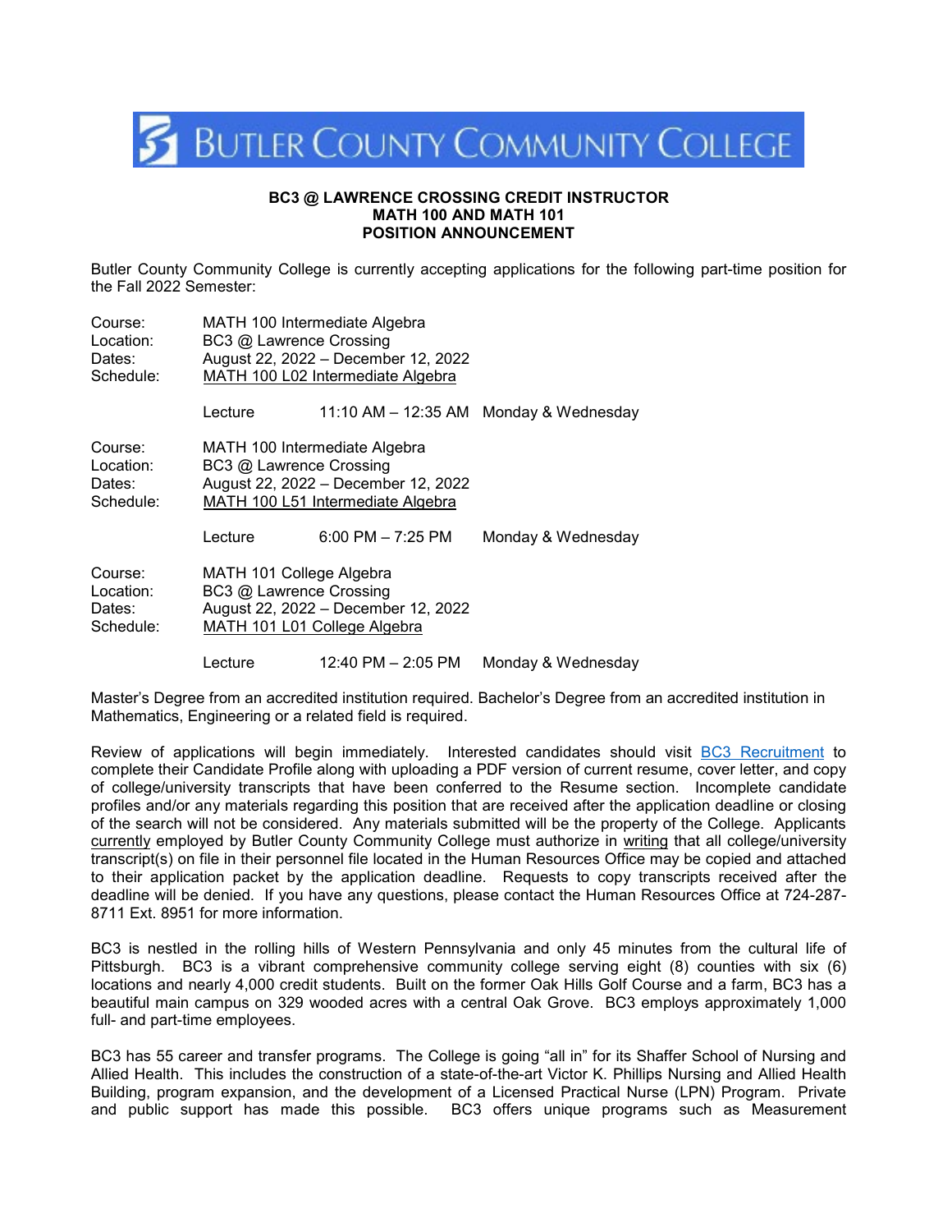# BUTLER COUNTY COMMUNITY COLLEGE

**BC3 @ LAWRENCE CROSSING CREDIT INSTRUCTOR**
**MATH 100 AND MATH 101**
**POSITION ANNOUNCEMENT**

Butler County Community College is currently accepting applications for the following part-time position for the Fall 2022 Semester:

Course: MATH 100 Intermediate Algebra
Location: BC3 @ Lawrence Crossing
Dates: August 22, 2022 – December 12, 2022
Schedule: MATH 100 L02 Intermediate Algebra

Lecture 11:10 AM – 12:35 AM Monday & Wednesday

Course: MATH 100 Intermediate Algebra
Location: BC3 @ Lawrence Crossing
Dates: August 22, 2022 – December 12, 2022
Schedule: MATH 100 L51 Intermediate Algebra

Lecture 6:00 PM – 7:25 PM Monday & Wednesday

Course: MATH 101 College Algebra
Location: BC3 @ Lawrence Crossing
Dates: August 22, 2022 – December 12, 2022
Schedule: MATH 101 L01 College Algebra

Lecture 12:40 PM – 2:05 PM Monday & Wednesday

Master's Degree from an accredited institution required. Bachelor's Degree from an accredited institution in Mathematics, Engineering or a related field is required.

Review of applications will begin immediately. Interested candidates should visit BC3 Recruitment to complete their Candidate Profile along with uploading a PDF version of current resume, cover letter, and copy of college/university transcripts that have been conferred to the Resume section. Incomplete candidate profiles and/or any materials regarding this position that are received after the application deadline or closing of the search will not be considered. Any materials submitted will be the property of the College. Applicants currently employed by Butler County Community College must authorize in writing that all college/university transcript(s) on file in their personnel file located in the Human Resources Office may be copied and attached to their application packet by the application deadline. Requests to copy transcripts received after the deadline will be denied. If you have any questions, please contact the Human Resources Office at 724-287-8711 Ext. 8951 for more information.

BC3 is nestled in the rolling hills of Western Pennsylvania and only 45 minutes from the cultural life of Pittsburgh. BC3 is a vibrant comprehensive community college serving eight (8) counties with six (6) locations and nearly 4,000 credit students. Built on the former Oak Hills Golf Course and a farm, BC3 has a beautiful main campus on 329 wooded acres with a central Oak Grove. BC3 employs approximately 1,000 full- and part-time employees.

BC3 has 55 career and transfer programs. The College is going "all in" for its Shaffer School of Nursing and Allied Health. This includes the construction of a state-of-the-art Victor K. Phillips Nursing and Allied Health Building, program expansion, and the development of a Licensed Practical Nurse (LPN) Program. Private and public support has made this possible. BC3 offers unique programs such as Measurement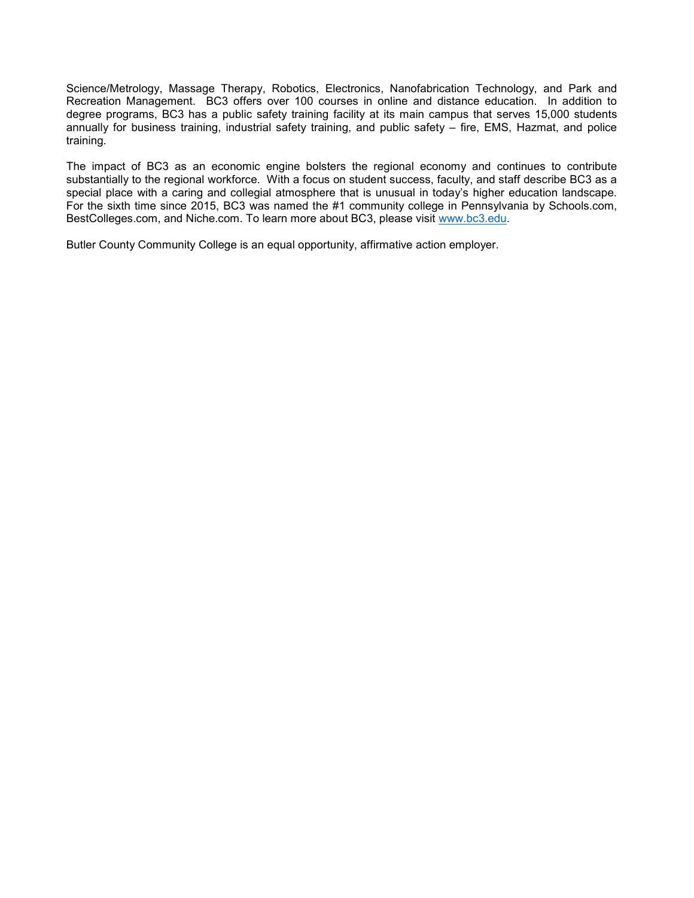Science/Metrology, Massage Therapy, Robotics, Electronics, Nanofabrication Technology, and Park and Recreation Management. BC3 offers over 100 courses in online and distance education. In addition to degree programs, BC3 has a public safety training facility at its main campus that serves 15,000 students annually for business training, industrial safety training, and public safety – fire, EMS, Hazmat, and police training.

The impact of BC3 as an economic engine bolsters the regional economy and continues to contribute substantially to the regional workforce. With a focus on student success, faculty, and staff describe BC3 as a special place with a caring and collegial atmosphere that is unusual in today's higher education landscape. For the sixth time since 2015, BC3 was named the #1 community college in Pennsylvania by Schools.com, BestColleges.com, and Niche.com. To learn more about BC3, please visit [www.bc3.edu](http://www.bc3.edu).

Butler County Community College is an equal opportunity, affirmative action employer.